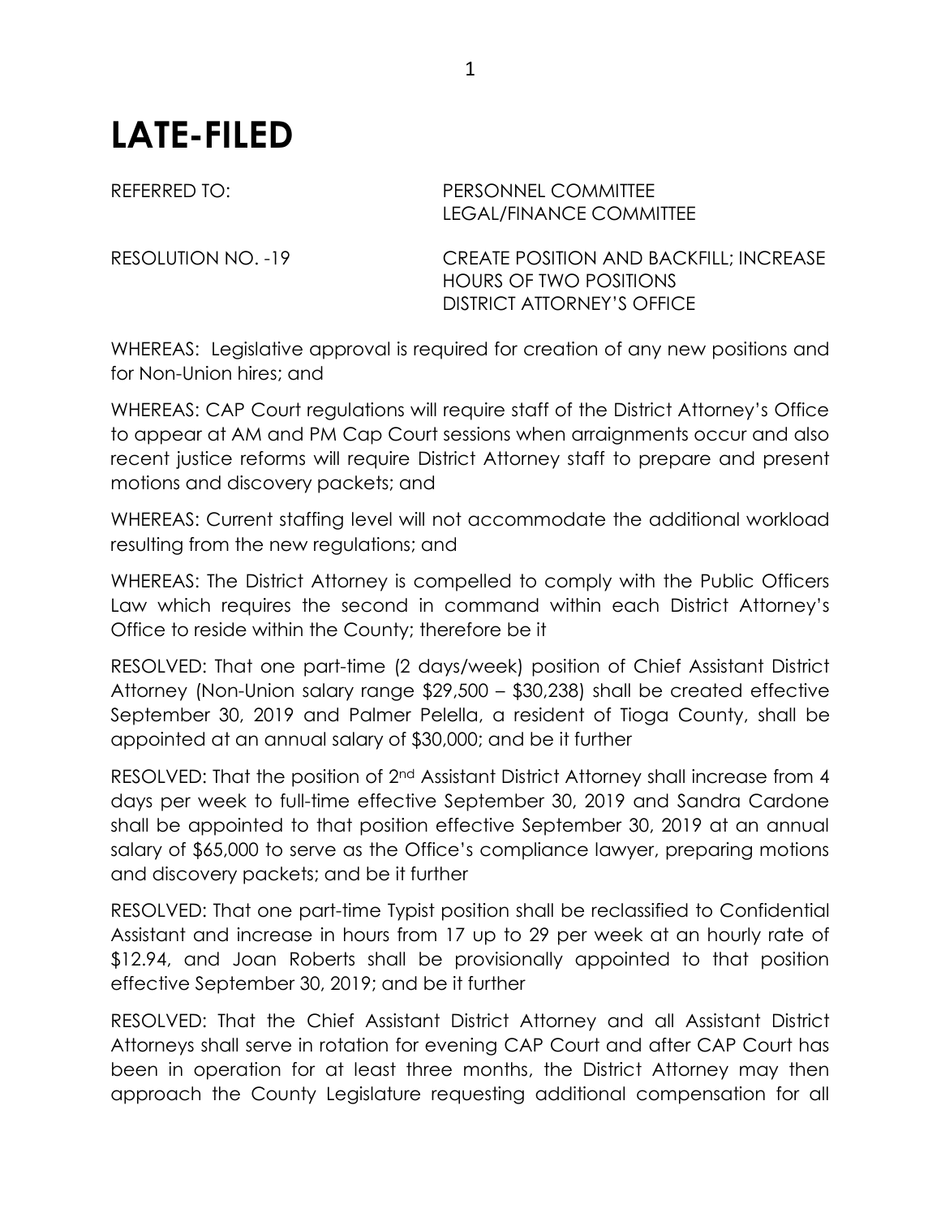# LATE-FILED

REFERRED TO: PERSONNEL COMMITTEE
LEGAL/FINANCE COMMITTEE

RESOLUTION NO. -19 CREATE POSITION AND BACKFILL; INCREASE HOURS OF TWO POSITIONS DISTRICT ATTORNEY'S OFFICE

WHEREAS: Legislative approval is required for creation of any new positions and for Non-Union hires; and

WHEREAS: CAP Court regulations will require staff of the District Attorney's Office to appear at AM and PM Cap Court sessions when arraignments occur and also recent justice reforms will require District Attorney staff to prepare and present motions and discovery packets; and

WHEREAS: Current staffing level will not accommodate the additional workload resulting from the new regulations; and

WHEREAS: The District Attorney is compelled to comply with the Public Officers Law which requires the second in command within each District Attorney's Office to reside within the County; therefore be it

RESOLVED: That one part-time (2 days/week) position of Chief Assistant District Attorney (Non-Union salary range $29,500 – $30,238) shall be created effective September 30, 2019 and Palmer Pelella, a resident of Tioga County, shall be appointed at an annual salary of $30,000; and be it further

RESOLVED: That the position of 2nd Assistant District Attorney shall increase from 4 days per week to full-time effective September 30, 2019 and Sandra Cardone shall be appointed to that position effective September 30, 2019 at an annual salary of $65,000 to serve as the Office's compliance lawyer, preparing motions and discovery packets; and be it further

RESOLVED: That one part-time Typist position shall be reclassified to Confidential Assistant and increase in hours from 17 up to 29 per week at an hourly rate of $12.94, and Joan Roberts shall be provisionally appointed to that position effective September 30, 2019; and be it further

RESOLVED: That the Chief Assistant District Attorney and all Assistant District Attorneys shall serve in rotation for evening CAP Court and after CAP Court has been in operation for at least three months, the District Attorney may then approach the County Legislature requesting additional compensation for all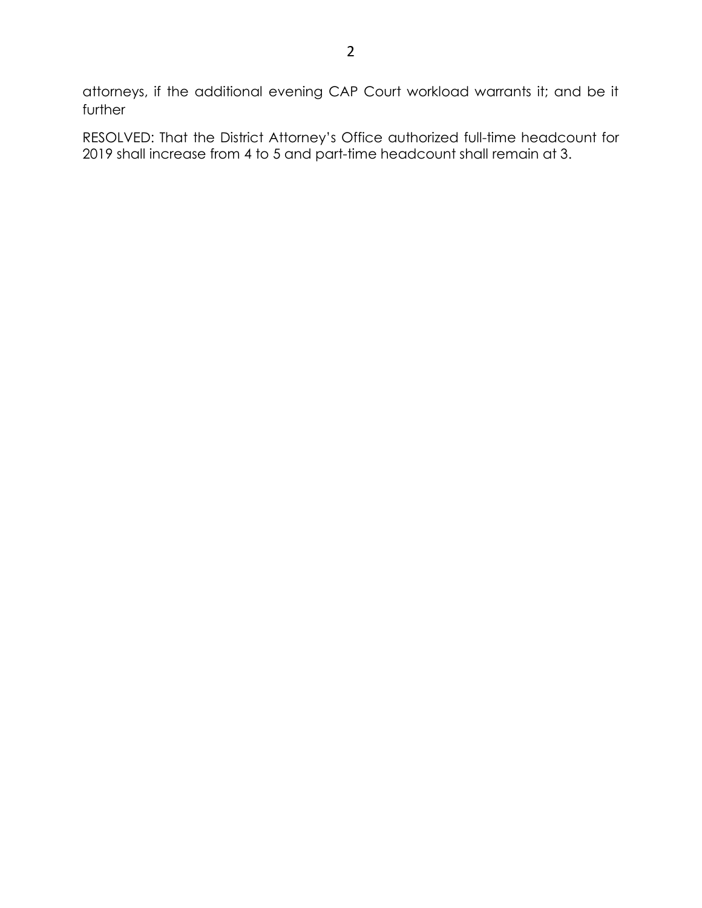attorneys, if the additional evening CAP Court workload warrants it; and be it further

RESOLVED: That the District Attorney's Office authorized full-time headcount for 2019 shall increase from 4 to 5 and part-time headcount shall remain at 3.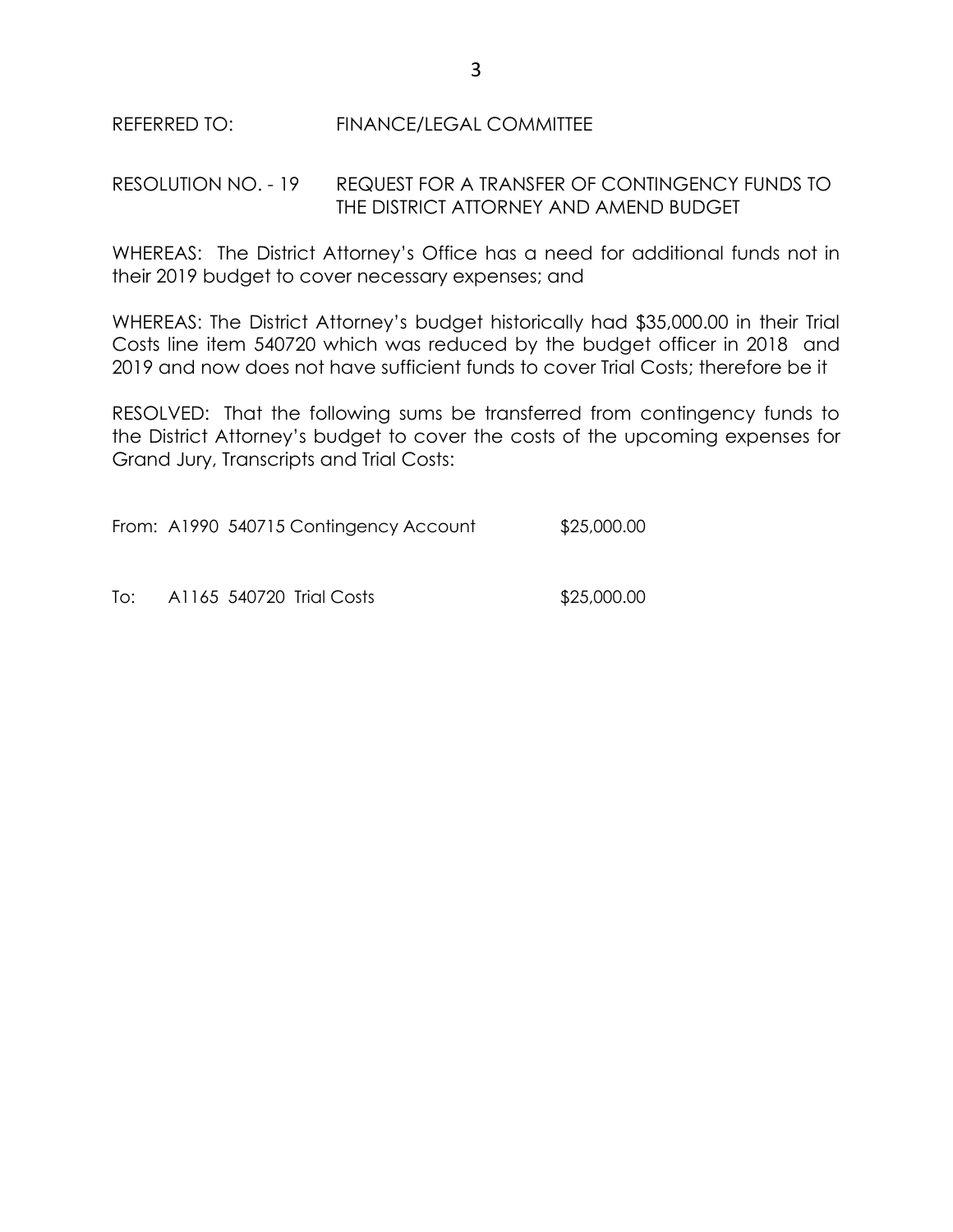REFERRED TO: FINANCE/LEGAL COMMITTEE

RESOLUTION NO. - 19 REQUEST FOR A TRANSFER OF CONTINGENCY FUNDS TO THE DISTRICT ATTORNEY AND AMEND BUDGET

WHEREAS: The District Attorney's Office has a need for additional funds not in their 2019 budget to cover necessary expenses; and

WHEREAS: The District Attorney's budget historically had $35,000.00 in their Trial Costs line item 540720 which was reduced by the budget officer in 2018 and 2019 and now does not have sufficient funds to cover Trial Costs; therefore be it

RESOLVED: That the following sums be transferred from contingency funds to the District Attorney's budget to cover the costs of the upcoming expenses for Grand Jury, Transcripts and Trial Costs:

From: A1990 540715 Contingency Account $25,000.00

To: A1165 540720 Trial Costs $25,000.00